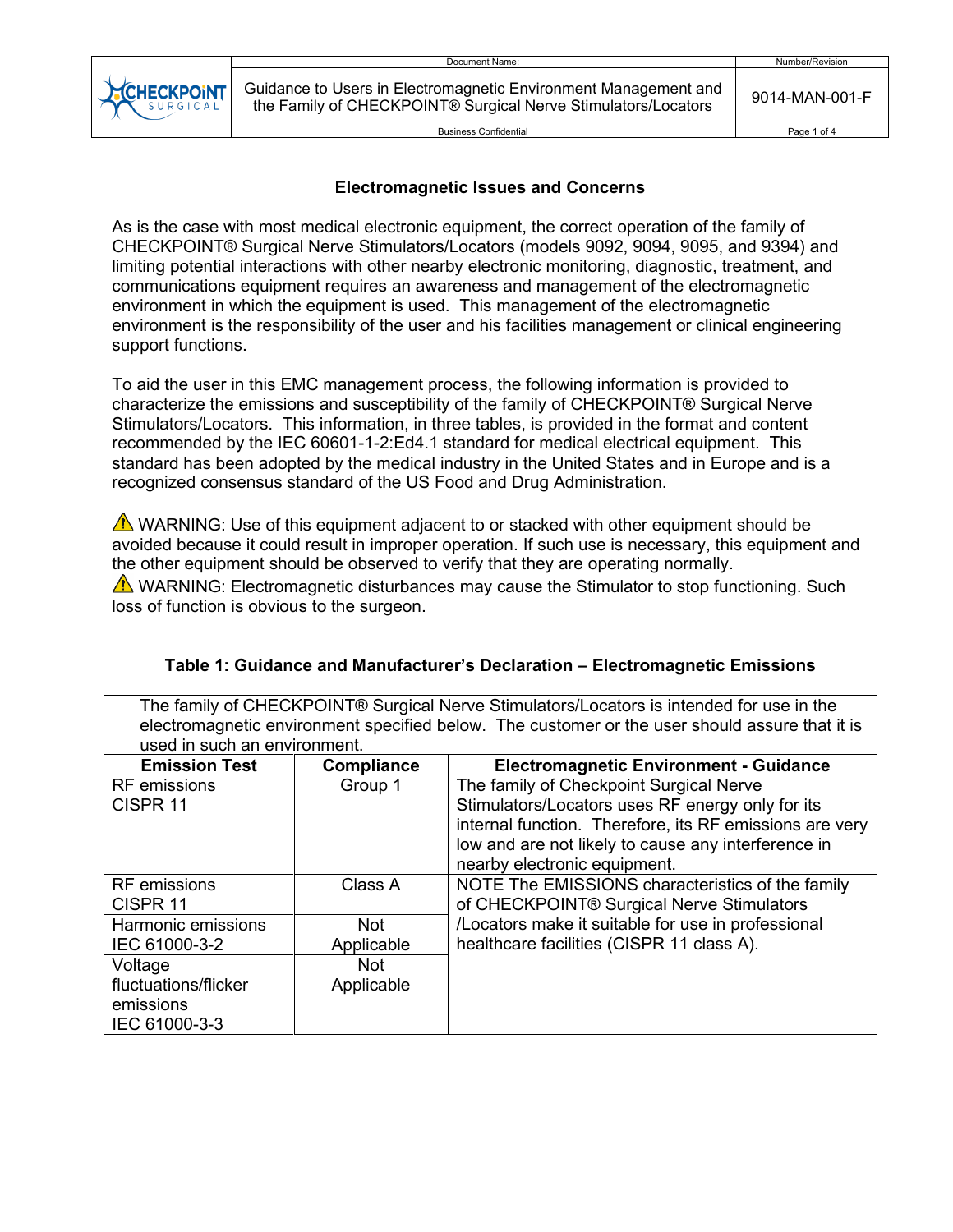## Electromagnetic Issues and Concerns

As is the case with most medical electronic equipment, the correct operation of the family of CHECKPOINT® Surgical Nerve Stimulators/Locators (models 9092, 9094, 9095, and 9394) and limiting potential interactions with other nearby electronic monitoring, diagnostic, treatment, and communications equipment requires an awareness and management of the electromagnetic environment in which the equipment is used. This management of the electromagnetic environment is the responsibility of the user and his facilities management or clinical engineering support functions.

To aid the user in this EMC management process, the following information is provided to characterize the emissions and susceptibility of the family of CHECKPOINT® Surgical Nerve Stimulators/Locators. This information, in three tables, is provided in the format and content recommended by the IEC 60601-1-2:Ed4.1 standard for medical electrical equipment. This standard has been adopted by the medical industry in the United States and in Europe and is a recognized consensus standard of the US Food and Drug Administration.

⚠ WARNING: Use of this equipment adjacent to or stacked with other equipment should be avoided because it could result in improper operation. If such use is necessary, this equipment and the other equipment should be observed to verify that they are operating normally.

⚠ WARNING: Electromagnetic disturbances may cause the Stimulator to stop functioning. Such loss of function is obvious to the surgeon.

### Table 1: Guidance and Manufacturer's Declaration – Electromagnetic Emissions

| The family of CHECKPOINT® Surgical Nerve Stimulators/Locators is intended for use in the electromagnetic environment specified below. The customer or the user should assure that it is used in such an environment. | | |
|---|---|---|
| **Emission Test** | **Compliance** | **Electromagnetic Environment - Guidance** |
| RF emissions CISPR 11 | Group 1 | The family of Checkpoint Surgical Nerve Stimulators/Locators uses RF energy only for its internal function. Therefore, its RF emissions are very low and are not likely to cause any interference in nearby electronic equipment. |
| RF emissions CISPR 11 | Class A | NOTE The EMISSIONS characteristics of the family of CHECKPOINT® Surgical Nerve Stimulators /Locators make it suitable for use in professional healthcare facilities (CISPR 11 class A). |
| Harmonic emissions IEC 61000-3-2 | Not Applicable | |
| Voltage fluctuations/flicker emissions IEC 61000-3-3 | Not Applicable | |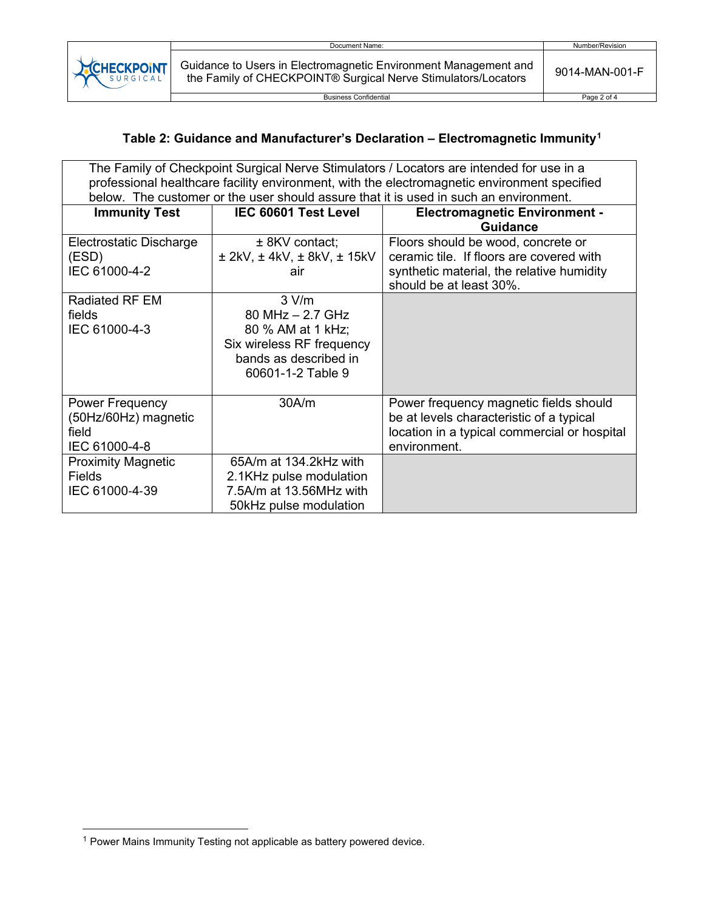### Table 2: Guidance and Manufacturer's Declaration – Electromagnetic Immunity[1]

The Family of Checkpoint Surgical Nerve Stimulators / Locators are intended for use in a professional healthcare facility environment, with the electromagnetic environment specified below. The customer or the user should assure that it is used in such an environment.

| Immunity Test | IEC 60601 Test Level | Electromagnetic Environment - Guidance |
|---|---|---|
| Electrostatic Discharge (ESD) IEC 61000-4-2 | ± 8KV contact; ± 2kV, ± 4kV, ± 8kV, ± 15kV air | Floors should be wood, concrete or ceramic tile. If floors are covered with synthetic material, the relative humidity should be at least 30%. |
| Radiated RF EM fields IEC 61000-4-3 | 3 V/m 80 MHz – 2.7 GHz 80 % AM at 1 kHz; Six wireless RF frequency bands as described in 60601-1-2 Table 9 | |
| Power Frequency (50Hz/60Hz) magnetic field IEC 61000-4-8 | 30A/m | Power frequency magnetic fields should be at levels characteristic of a typical location in a typical commercial or hospital environment. |
| Proximity Magnetic Fields IEC 61000-4-39 | 65A/m at 134.2kHz with 2.1KHz pulse modulation 7.5A/m at 13.56MHz with 50kHz pulse modulation | |

[1] Power Mains Immunity Testing not applicable as battery powered device.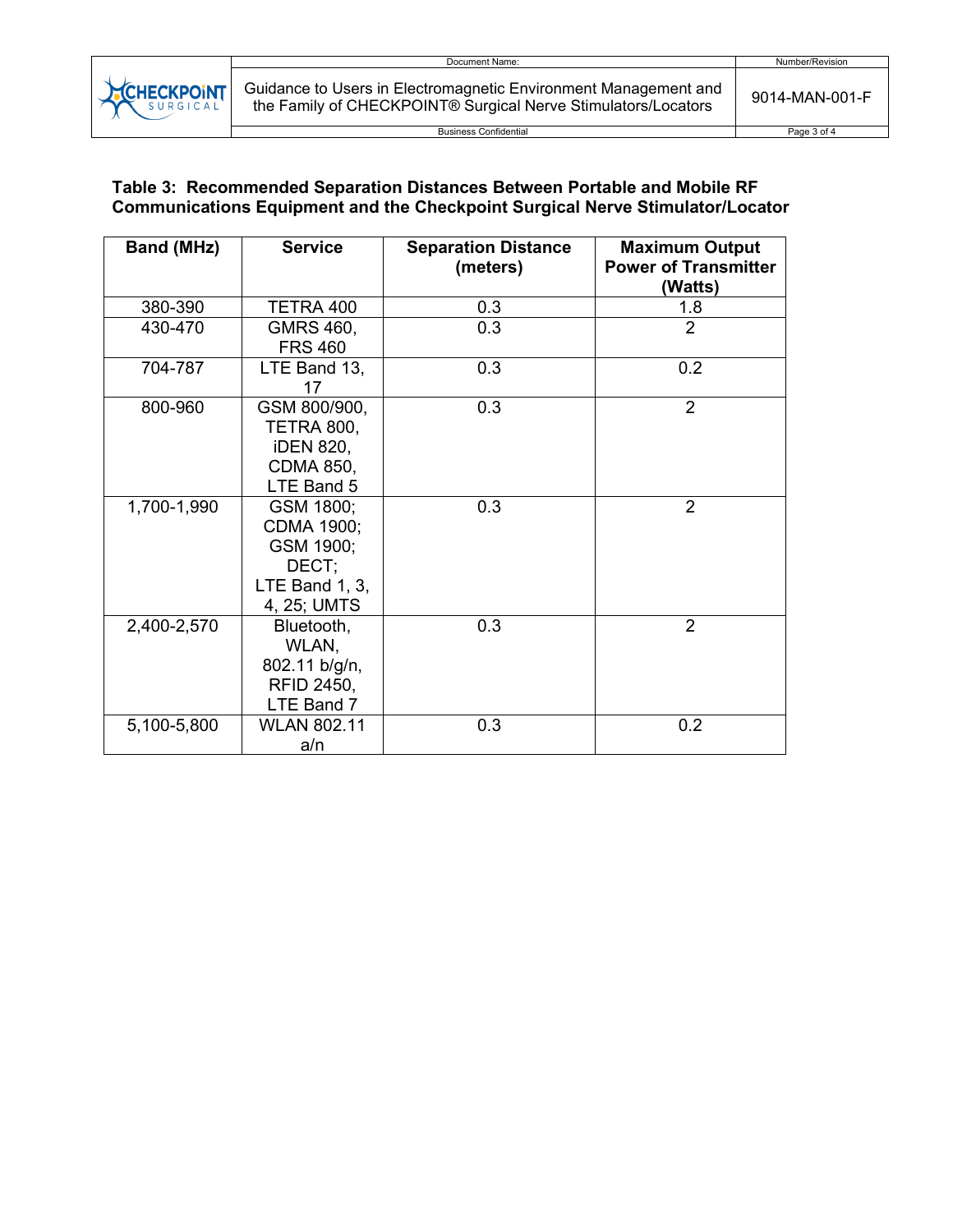**Table 3: Recommended Separation Distances Between Portable and Mobile RF Communications Equipment and the Checkpoint Surgical Nerve Stimulator/Locator**

| Band (MHz) | Service | Separation Distance (meters) | Maximum Output Power of Transmitter (Watts) |
|---|---|---|---|
| 380-390 | TETRA 400 | 0.3 | 1.8 |
| 430-470 | GMRS 460, FRS 460 | 0.3 | 2 |
| 704-787 | LTE Band 13, 17 | 0.3 | 0.2 |
| 800-960 | GSM 800/900, TETRA 800, iDEN 820, CDMA 850, LTE Band 5 | 0.3 | 2 |
| 1,700-1,990 | GSM 1800; CDMA 1900; GSM 1900; DECT; LTE Band 1, 3, 4, 25; UMTS | 0.3 | 2 |
| 2,400-2,570 | Bluetooth, WLAN, 802.11 b/g/n, RFID 2450, LTE Band 7 | 0.3 | 2 |
| 5,100-5,800 | WLAN 802.11 a/n | 0.3 | 0.2 |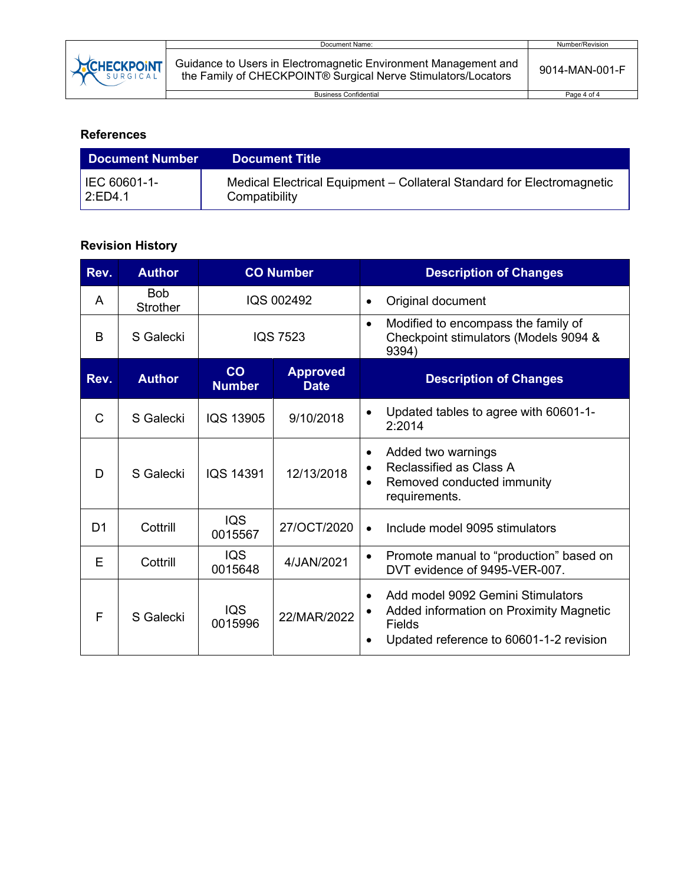## References

| Document Number | Document Title |
|---|---|
| IEC 60601-1-2:ED4.1 | Medical Electrical Equipment – Collateral Standard for Electromagnetic Compatibility |

## Revision History

| Rev. | Author | CO Number | Approved Date | Description of Changes |
|---|---|---|---|---|
| A | Bob Strother | IQS 002492 | | • Original document |
| B | S Galecki | IQS 7523 | | • Modified to encompass the family of Checkpoint stimulators (Models 9094 & 9394) |
| C | S Galecki | IQS 13905 | 9/10/2018 | • Updated tables to agree with 60601-1-2:2014 |
| D | S Galecki | IQS 14391 | 12/13/2018 | • Added two warnings<br>• Reclassified as Class A<br>• Removed conducted immunity requirements. |
| D1 | Cottrill | IQS 0015567 | 27/OCT/2020 | • Include model 9095 stimulators |
| E | Cottrill | IQS 0015648 | 4/JAN/2021 | • Promote manual to "production" based on DVT evidence of 9495-VER-007. |
| F | S Galecki | IQS 0015996 | 22/MAR/2022 | • Add model 9092 Gemini Stimulators<br>• Added information on Proximity Magnetic Fields<br>• Updated reference to 60601-1-2 revision |